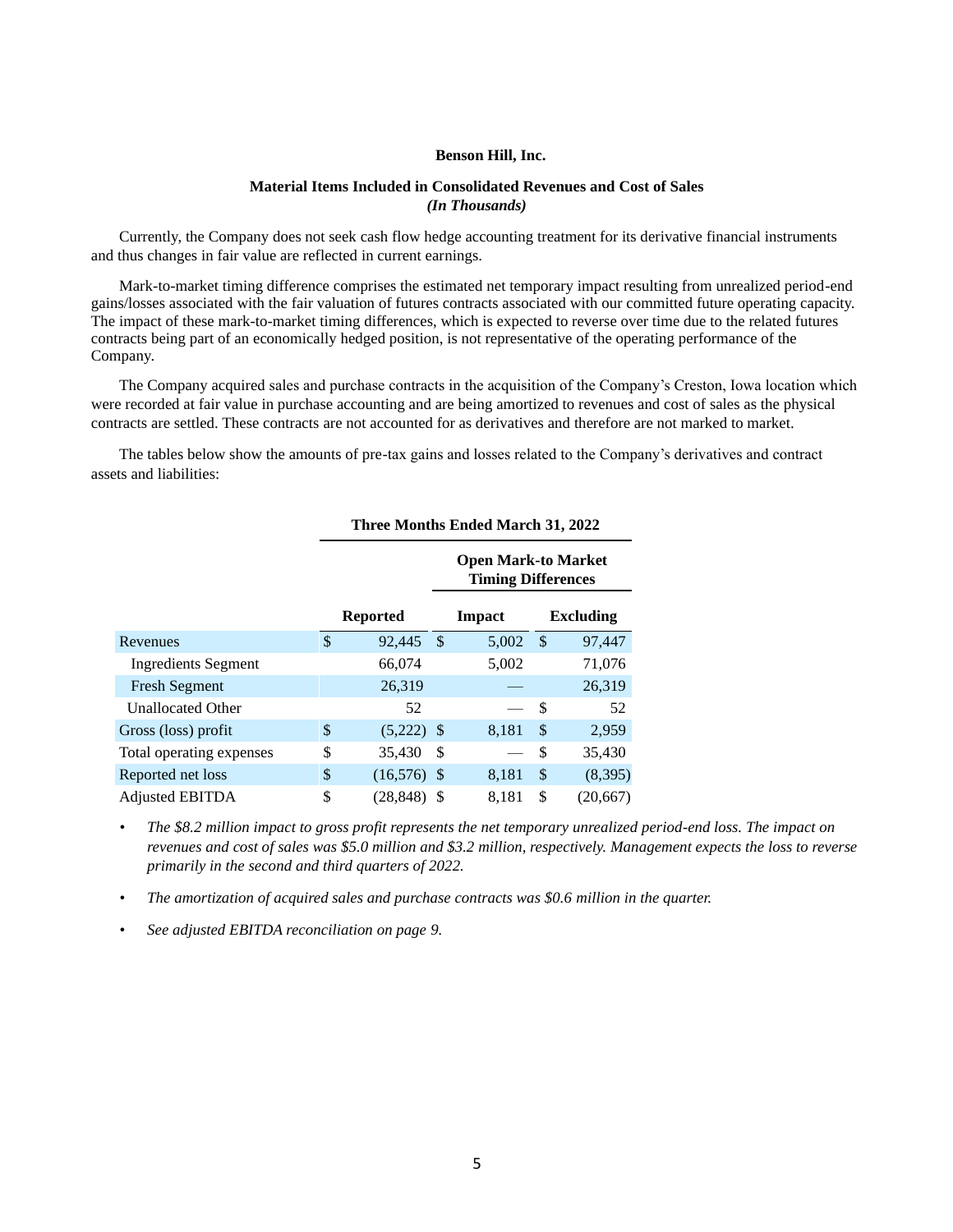**Benson Hill, Inc.**

**Material Items Included in Consolidated Revenues and Cost of Sales**
***(In Thousands)***

Currently, the Company does not seek cash flow hedge accounting treatment for its derivative financial instruments and thus changes in fair value are reflected in current earnings.

Mark-to-market timing difference comprises the estimated net temporary impact resulting from unrealized period-end gains/losses associated with the fair valuation of futures contracts associated with our committed future operating capacity. The impact of these mark-to-market timing differences, which is expected to reverse over time due to the related futures contracts being part of an economically hedged position, is not representative of the operating performance of the Company.

The Company acquired sales and purchase contracts in the acquisition of the Company's Creston, Iowa location which were recorded at fair value in purchase accounting and are being amortized to revenues and cost of sales as the physical contracts are settled. These contracts are not accounted for as derivatives and therefore are not marked to market.

The tables below show the amounts of pre-tax gains and losses related to the Company's derivatives and contract assets and liabilities:

| | Three Months Ended March 31, 2022 | | |
|---|---|---|---|
| | | Open Mark-to Market Timing Differences | |
| | Reported | Impact | Excluding |
| Revenues | $ 92,445 | $ 5,002 | $ 97,447 |
| Ingredients Segment | 66,074 | 5,002 | 71,076 |
| Fresh Segment | 26,319 | — | 26,319 |
| Unallocated Other | 52 | — | $ 52 |
| Gross (loss) profit | $ (5,222) | $ 8,181 | $ 2,959 |
| Total operating expenses | $ 35,430 | $ — | $ 35,430 |
| Reported net loss | $ (16,576) | $ 8,181 | $ (8,395) |
| Adjusted EBITDA | $ (28,848) | $ 8,181 | $ (20,667) |

- *The $8.2 million impact to gross profit represents the net temporary unrealized period-end loss. The impact on revenues and cost of sales was $5.0 million and $3.2 million, respectively. Management expects the loss to reverse primarily in the second and third quarters of 2022.*
- *The amortization of acquired sales and purchase contracts was $0.6 million in the quarter.*
- *See adjusted EBITDA reconciliation on page 9.*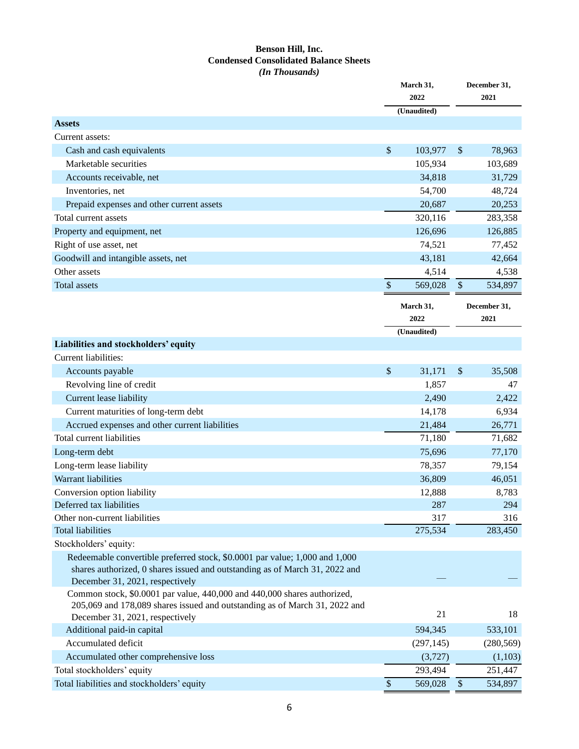# Benson Hill, Inc.
## Condensed Consolidated Balance Sheets
### *(In Thousands)*

| | March 31, 2022 (Unaudited) | December 31, 2021 |
|---|---|---|
| **Assets** | | |
| Current assets: | | |
| Cash and cash equivalents | $ 103,977 | $ 78,963 |
| Marketable securities | 105,934 | 103,689 |
| Accounts receivable, net | 34,818 | 31,729 |
| Inventories, net | 54,700 | 48,724 |
| Prepaid expenses and other current assets | 20,687 | 20,253 |
| Total current assets | 320,116 | 283,358 |
| Property and equipment, net | 126,696 | 126,885 |
| Right of use asset, net | 74,521 | 77,452 |
| Goodwill and intangible assets, net | 43,181 | 42,664 |
| Other assets | 4,514 | 4,538 |
| Total assets | $ 569,028 | $ 534,897 |

| | March 31, 2022 (Unaudited) | December 31, 2021 |
|---|---|---|
| **Liabilities and stockholders' equity** | | |
| Current liabilities: | | |
| Accounts payable | $ 31,171 | $ 35,508 |
| Revolving line of credit | 1,857 | 47 |
| Current lease liability | 2,490 | 2,422 |
| Current maturities of long-term debt | 14,178 | 6,934 |
| Accrued expenses and other current liabilities | 21,484 | 26,771 |
| Total current liabilities | 71,180 | 71,682 |
| Long-term debt | 75,696 | 77,170 |
| Long-term lease liability | 78,357 | 79,154 |
| Warrant liabilities | 36,809 | 46,051 |
| Conversion option liability | 12,888 | 8,783 |
| Deferred tax liabilities | 287 | 294 |
| Other non-current liabilities | 317 | 316 |
| Total liabilities | 275,534 | 283,450 |
| Stockholders' equity: | | |
| Redeemable convertible preferred stock, $0.0001 par value; 1,000 and 1,000 shares authorized, 0 shares issued and outstanding as of March 31, 2022 and December 31, 2021, respectively | — | — |
| Common stock, $0.0001 par value, 440,000 and 440,000 shares authorized, 205,069 and 178,089 shares issued and outstanding as of March 31, 2022 and December 31, 2021, respectively | 21 | 18 |
| Additional paid-in capital | 594,345 | 533,101 |
| Accumulated deficit | (297,145) | (280,569) |
| Accumulated other comprehensive loss | (3,727) | (1,103) |
| Total stockholders' equity | 293,494 | 251,447 |
| Total liabilities and stockholders' equity | $ 569,028 | $ 534,897 |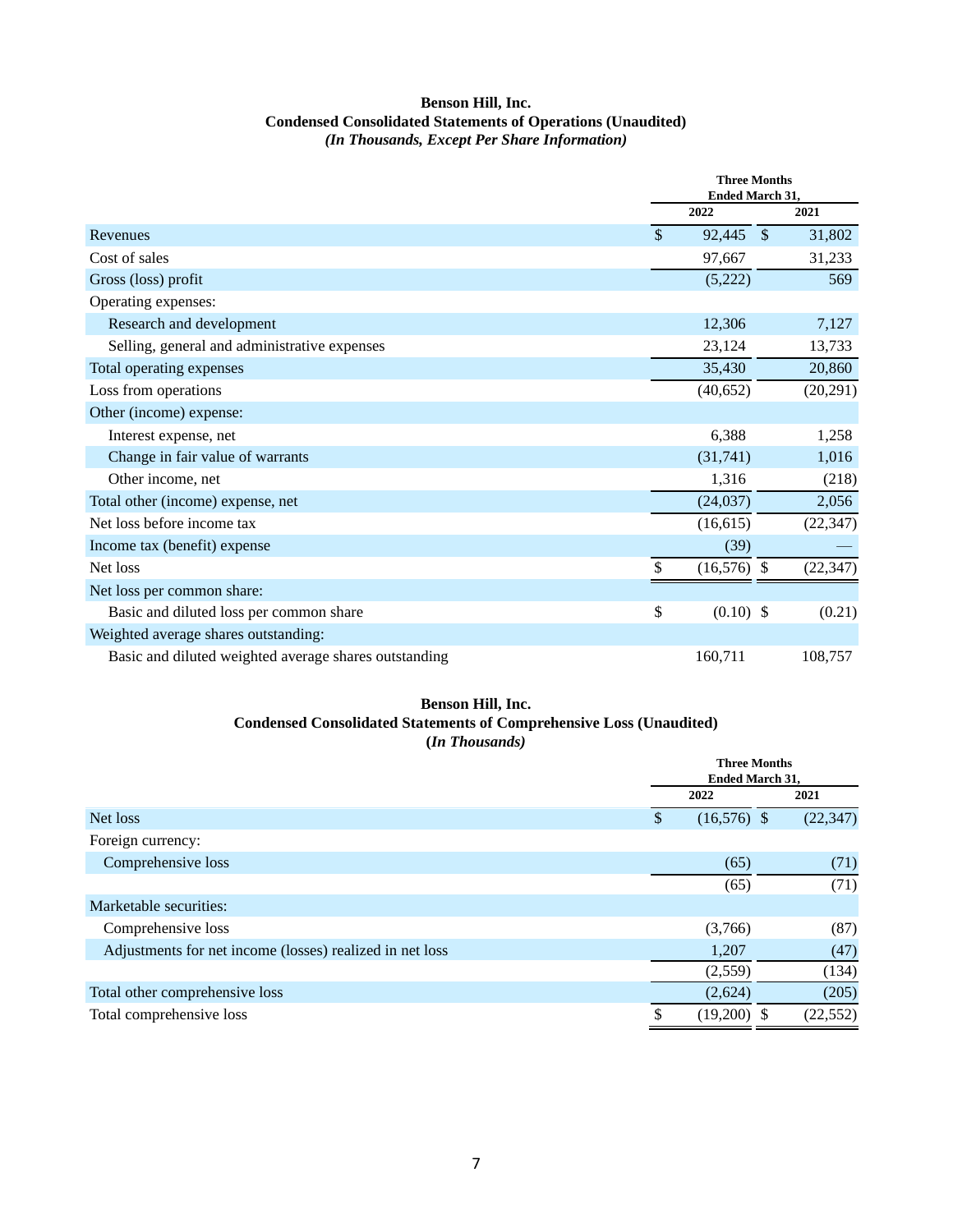**Benson Hill, Inc.**
**Condensed Consolidated Statements of Operations (Unaudited)**
***(In Thousands, Except Per Share Information)***

| | Three Months Ended March 31, | |
|---|---|---|
| | 2022 | 2021 |
| Revenues | $ 92,445 | $ 31,802 |
| Cost of sales | 97,667 | 31,233 |
| Gross (loss) profit | (5,222) | 569 |
| Operating expenses: | | |
| Research and development | 12,306 | 7,127 |
| Selling, general and administrative expenses | 23,124 | 13,733 |
| Total operating expenses | 35,430 | 20,860 |
| Loss from operations | (40,652) | (20,291) |
| Other (income) expense: | | |
| Interest expense, net | 6,388 | 1,258 |
| Change in fair value of warrants | (31,741) | 1,016 |
| Other income, net | 1,316 | (218) |
| Total other (income) expense, net | (24,037) | 2,056 |
| Net loss before income tax | (16,615) | (22,347) |
| Income tax (benefit) expense | (39) | — |
| Net loss | $ (16,576) | $ (22,347) |
| Net loss per common share: | | |
| Basic and diluted loss per common share | $ (0.10) | $ (0.21) |
| Weighted average shares outstanding: | | |
| Basic and diluted weighted average shares outstanding | 160,711 | 108,757 |

**Benson Hill, Inc.**
**Condensed Consolidated Statements of Comprehensive Loss (Unaudited)**
**(*In Thousands)***

| | Three Months Ended March 31, | |
|---|---|---|
| | 2022 | 2021 |
| Net loss | $ (16,576) | $ (22,347) |
| Foreign currency: | | |
| Comprehensive loss | (65) | (71) |
| | (65) | (71) |
| Marketable securities: | | |
| Comprehensive loss | (3,766) | (87) |
| Adjustments for net income (losses) realized in net loss | 1,207 | (47) |
| | (2,559) | (134) |
| Total other comprehensive loss | (2,624) | (205) |
| Total comprehensive loss | $ (19,200) | $ (22,552) |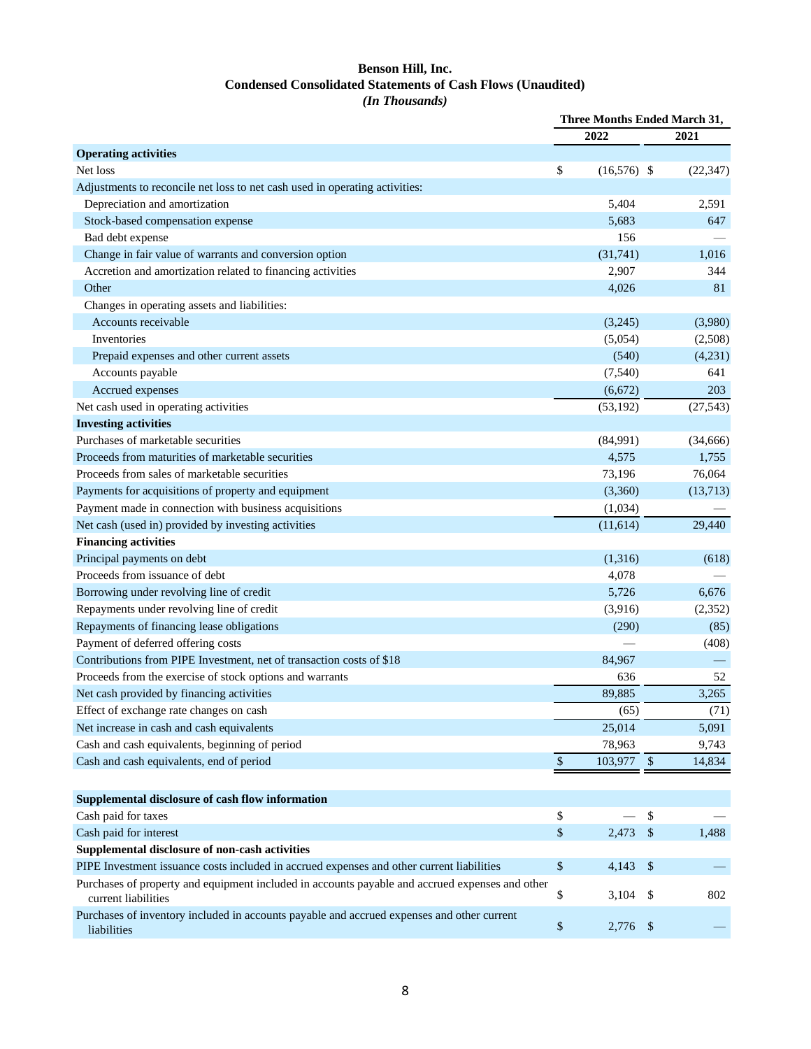# Benson Hill, Inc.
## Condensed Consolidated Statements of Cash Flows (Unaudited)
### *(In Thousands)*

| | Three Months Ended March 31, | |
|---|---|---|
| | 2022 | 2021 |
| **Operating activities** | | |
| Net loss | $ (16,576) | $ (22,347) |
| Adjustments to reconcile net loss to net cash used in operating activities: | | |
| Depreciation and amortization | 5,404 | 2,591 |
| Stock-based compensation expense | 5,683 | 647 |
| Bad debt expense | 156 | — |
| Change in fair value of warrants and conversion option | (31,741) | 1,016 |
| Accretion and amortization related to financing activities | 2,907 | 344 |
| Other | 4,026 | 81 |
| Changes in operating assets and liabilities: | | |
| Accounts receivable | (3,245) | (3,980) |
| Inventories | (5,054) | (2,508) |
| Prepaid expenses and other current assets | (540) | (4,231) |
| Accounts payable | (7,540) | 641 |
| Accrued expenses | (6,672) | 203 |
| Net cash used in operating activities | (53,192) | (27,543) |
| **Investing activities** | | |
| Purchases of marketable securities | (84,991) | (34,666) |
| Proceeds from maturities of marketable securities | 4,575 | 1,755 |
| Proceeds from sales of marketable securities | 73,196 | 76,064 |
| Payments for acquisitions of property and equipment | (3,360) | (13,713) |
| Payment made in connection with business acquisitions | (1,034) | — |
| Net cash (used in) provided by investing activities | (11,614) | 29,440 |
| **Financing activities** | | |
| Principal payments on debt | (1,316) | (618) |
| Proceeds from issuance of debt | 4,078 | — |
| Borrowing under revolving line of credit | 5,726 | 6,676 |
| Repayments under revolving line of credit | (3,916) | (2,352) |
| Repayments of financing lease obligations | (290) | (85) |
| Payment of deferred offering costs | — | (408) |
| Contributions from PIPE Investment, net of transaction costs of $18 | 84,967 | — |
| Proceeds from the exercise of stock options and warrants | 636 | 52 |
| Net cash provided by financing activities | 89,885 | 3,265 |
| Effect of exchange rate changes on cash | (65) | (71) |
| Net increase in cash and cash equivalents | 25,014 | 5,091 |
| Cash and cash equivalents, beginning of period | 78,963 | 9,743 |
| Cash and cash equivalents, end of period | $ 103,977 | $ 14,834 |

| | 2022 | 2021 |
|---|---|---|
| **Supplemental disclosure of cash flow information** | | |
| Cash paid for taxes | $ — | $ — |
| Cash paid for interest | $ 2,473 | $ 1,488 |
| **Supplemental disclosure of non-cash activities** | | |
| PIPE Investment issuance costs included in accrued expenses and other current liabilities | $ 4,143 | $ — |
| Purchases of property and equipment included in accounts payable and accrued expenses and other current liabilities | $ 3,104 | $ 802 |
| Purchases of inventory included in accounts payable and accrued expenses and other current liabilities | $ 2,776 | $ — |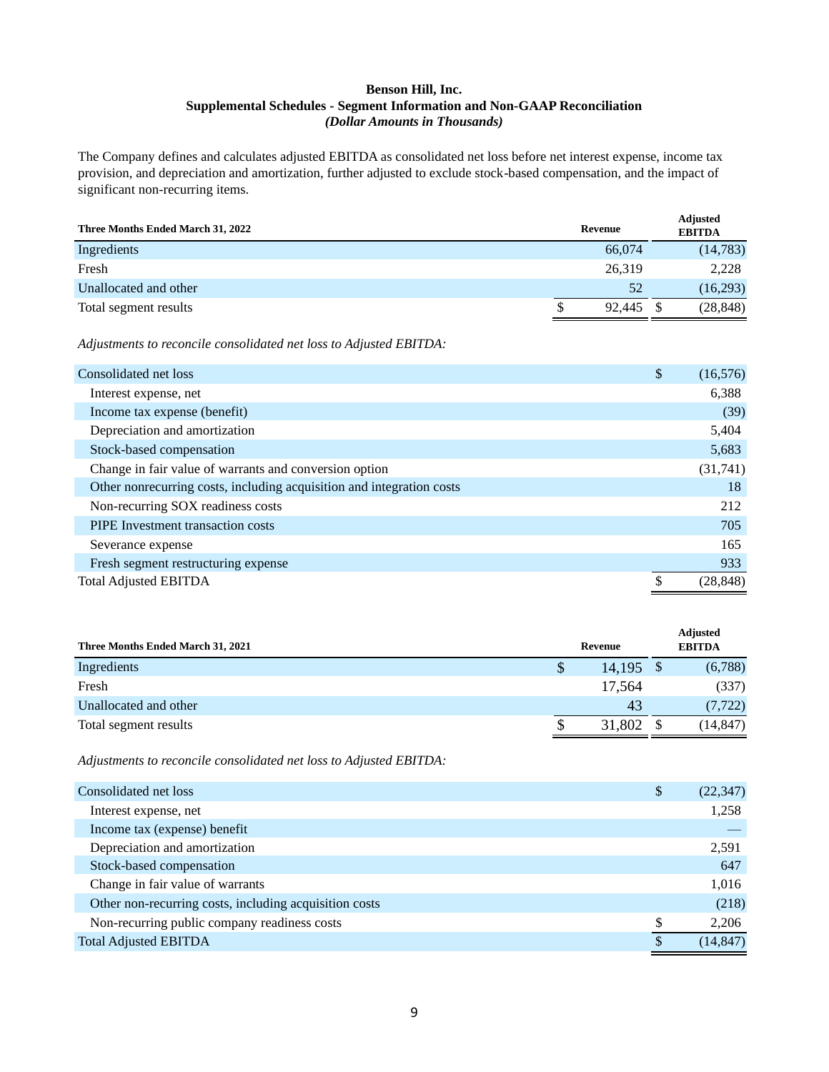**Benson Hill, Inc.**
**Supplemental Schedules - Segment Information and Non-GAAP Reconciliation**
***(Dollar Amounts in Thousands)***

The Company defines and calculates adjusted EBITDA as consolidated net loss before net interest expense, income tax provision, and depreciation and amortization, further adjusted to exclude stock-based compensation, and the impact of significant non-recurring items.

| Three Months Ended March 31, 2022 | Revenue | Adjusted EBITDA |
|---|---|---|
| Ingredients | 66,074 | (14,783) |
| Fresh | 26,319 | 2,228 |
| Unallocated and other | 52 | (16,293) |
| Total segment results | $ 92,445 | $ (28,848) |

*Adjustments to reconcile consolidated net loss to Adjusted EBITDA:*

| | |
|---|---|
| Consolidated net loss | $ (16,576) |
| Interest expense, net | 6,388 |
| Income tax expense (benefit) | (39) |
| Depreciation and amortization | 5,404 |
| Stock-based compensation | 5,683 |
| Change in fair value of warrants and conversion option | (31,741) |
| Other nonrecurring costs, including acquisition and integration costs | 18 |
| Non-recurring SOX readiness costs | 212 |
| PIPE Investment transaction costs | 705 |
| Severance expense | 165 |
| Fresh segment restructuring expense | 933 |
| Total Adjusted EBITDA | $ (28,848) |

| Three Months Ended March 31, 2021 | Revenue | Adjusted EBITDA |
|---|---|---|
| Ingredients | $ 14,195 | $ (6,788) |
| Fresh | 17,564 | (337) |
| Unallocated and other | 43 | (7,722) |
| Total segment results | $ 31,802 | $ (14,847) |

*Adjustments to reconcile consolidated net loss to Adjusted EBITDA:*

| | |
|---|---|
| Consolidated net loss | $ (22,347) |
| Interest expense, net | 1,258 |
| Income tax (expense) benefit | — |
| Depreciation and amortization | 2,591 |
| Stock-based compensation | 647 |
| Change in fair value of warrants | 1,016 |
| Other non-recurring costs, including acquisition costs | (218) |
| Non-recurring public company readiness costs | $ 2,206 |
| Total Adjusted EBITDA | $ (14,847) |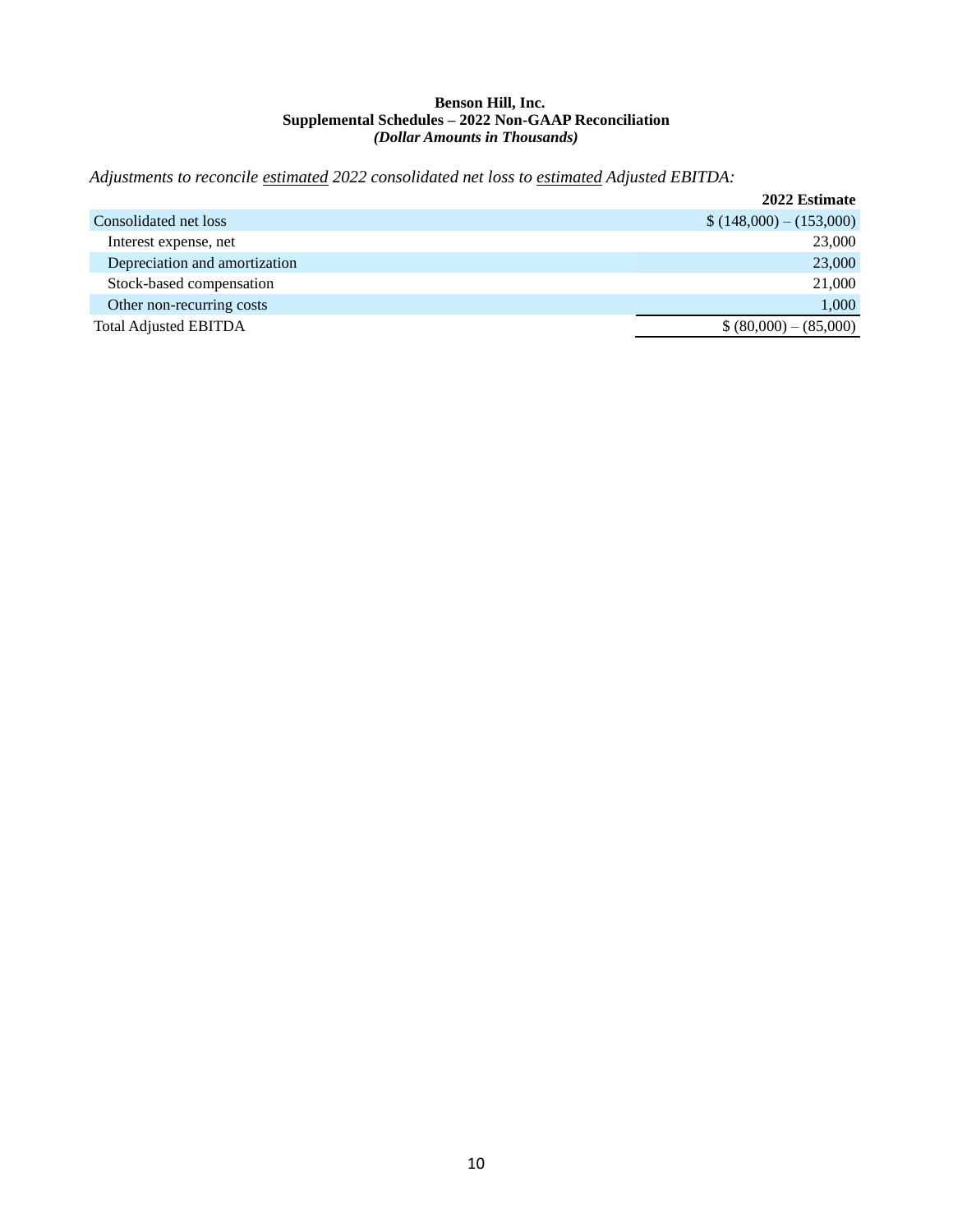**Benson Hill, Inc.**
**Supplemental Schedules – 2022 Non-GAAP Reconciliation**
***(Dollar Amounts in Thousands)***

*Adjustments to reconcile estimated 2022 consolidated net loss to estimated Adjusted EBITDA:*

| | **2022 Estimate** |
|---|---|
| Consolidated net loss | $ (148,000) – (153,000) |
| Interest expense, net | 23,000 |
| Depreciation and amortization | 23,000 |
| Stock-based compensation | 21,000 |
| Other non-recurring costs | 1,000 |
| Total Adjusted EBITDA | $ (80,000) – (85,000) |